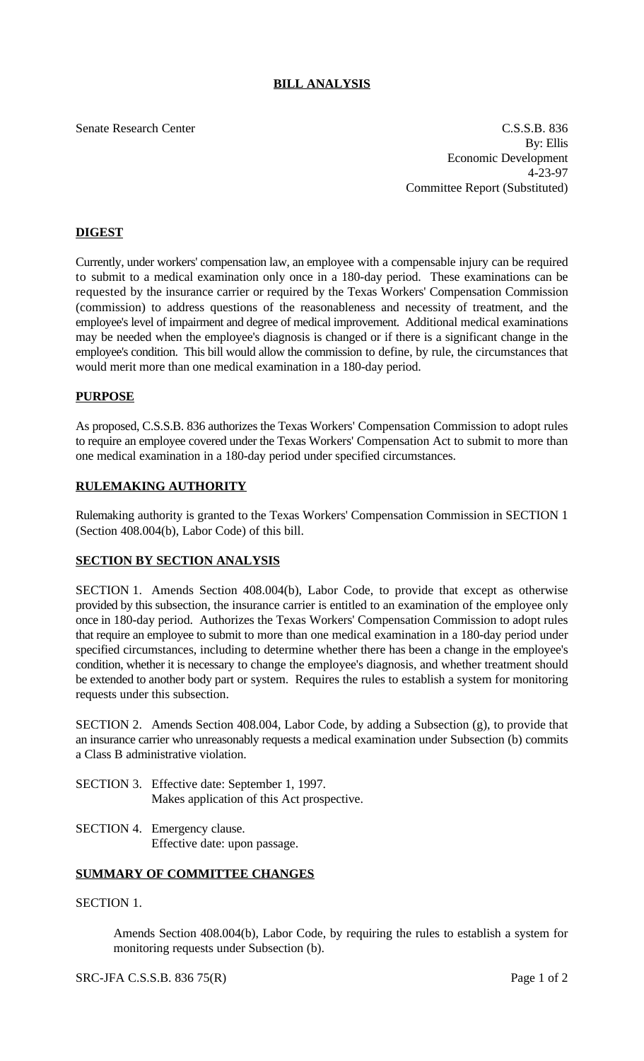# BILL ANALYSIS

Senate Research Center

C.S.S.B. 836
By: Ellis
Economic Development
4-23-97
Committee Report (Substituted)

## DIGEST

Currently, under workers' compensation law, an employee with a compensable injury can be required to submit to a medical examination only once in a 180-day period. These examinations can be requested by the insurance carrier or required by the Texas Workers' Compensation Commission (commission) to address questions of the reasonableness and necessity of treatment, and the employee's level of impairment and degree of medical improvement. Additional medical examinations may be needed when the employee's diagnosis is changed or if there is a significant change in the employee's condition. This bill would allow the commission to define, by rule, the circumstances that would merit more than one medical examination in a 180-day period.

## PURPOSE

As proposed, C.S.S.B. 836 authorizes the Texas Workers' Compensation Commission to adopt rules to require an employee covered under the Texas Workers' Compensation Act to submit to more than one medical examination in a 180-day period under specified circumstances.

## RULEMAKING AUTHORITY

Rulemaking authority is granted to the Texas Workers' Compensation Commission in SECTION 1 (Section 408.004(b), Labor Code) of this bill.

## SECTION BY SECTION ANALYSIS

SECTION 1. Amends Section 408.004(b), Labor Code, to provide that except as otherwise provided by this subsection, the insurance carrier is entitled to an examination of the employee only once in 180-day period. Authorizes the Texas Workers' Compensation Commission to adopt rules that require an employee to submit to more than one medical examination in a 180-day period under specified circumstances, including to determine whether there has been a change in the employee's condition, whether it is necessary to change the employee's diagnosis, and whether treatment should be extended to another body part or system. Requires the rules to establish a system for monitoring requests under this subsection.

SECTION 2. Amends Section 408.004, Labor Code, by adding a Subsection (g), to provide that an insurance carrier who unreasonably requests a medical examination under Subsection (b) commits a Class B administrative violation.

SECTION 3. Effective date: September 1, 1997.
Makes application of this Act prospective.

SECTION 4. Emergency clause.
Effective date: upon passage.

## SUMMARY OF COMMITTEE CHANGES

SECTION 1.

Amends Section 408.004(b), Labor Code, by requiring the rules to establish a system for monitoring requests under Subsection (b).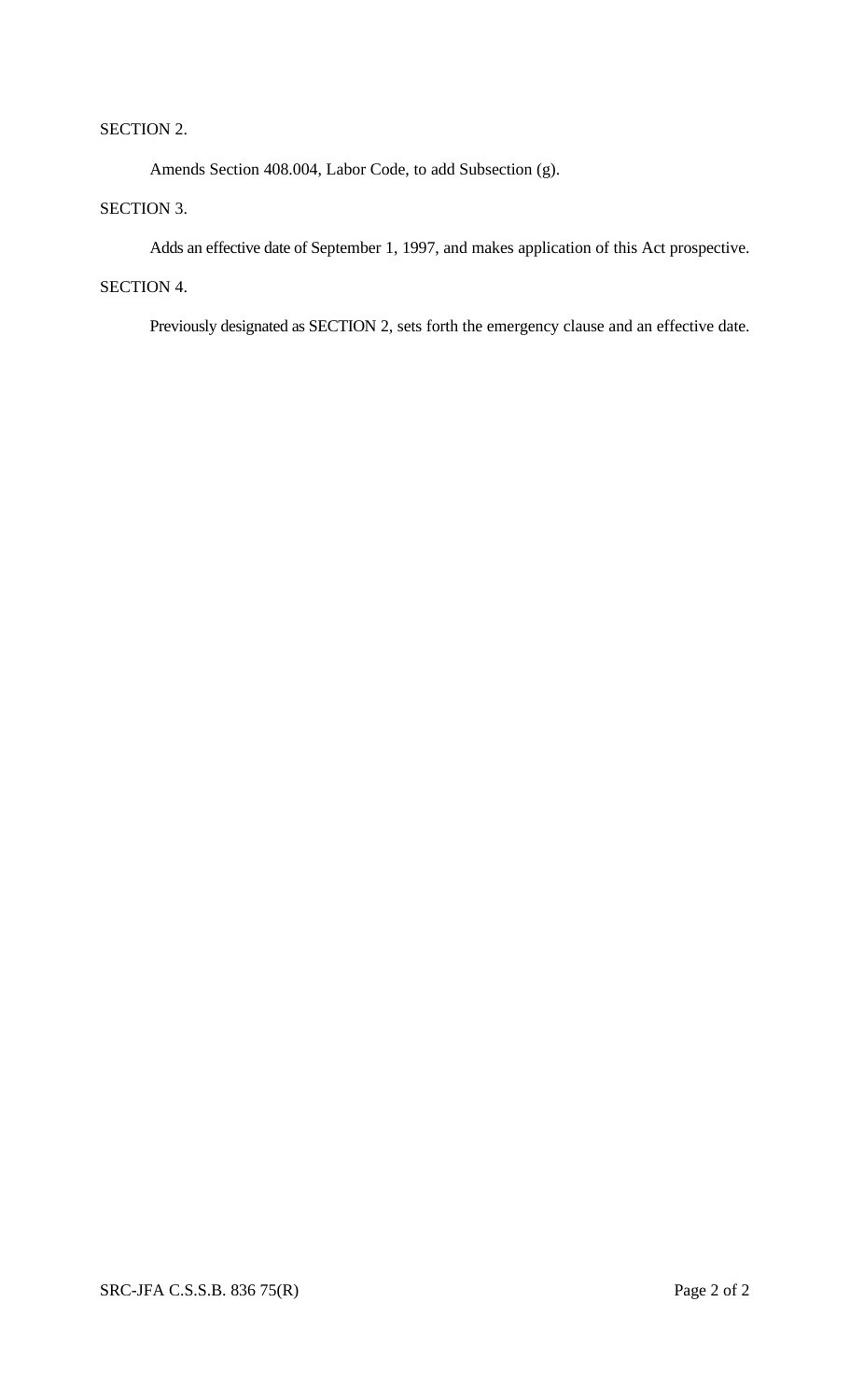SECTION 2.

Amends Section 408.004, Labor Code, to add Subsection (g).

SECTION 3.

Adds an effective date of September 1, 1997, and makes application of this Act prospective.

SECTION 4.

Previously designated as SECTION 2, sets forth the emergency clause and an effective date.